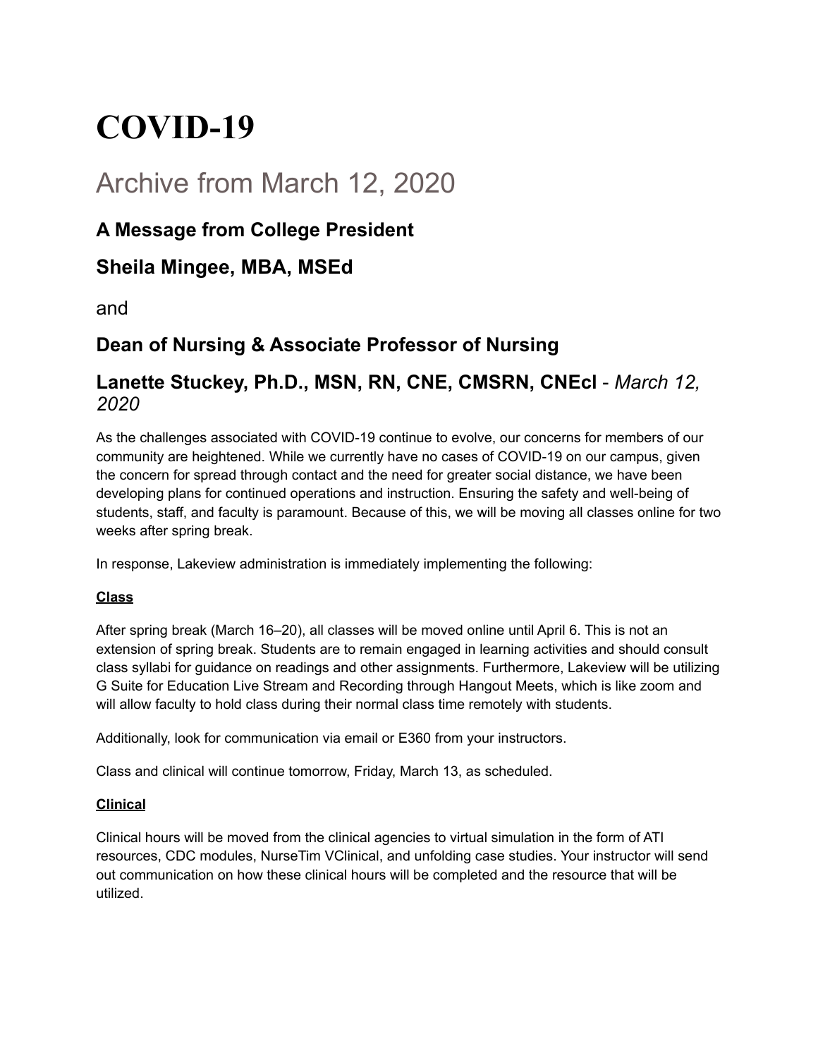# COVID-19

## Archive from March 12, 2020

### A Message from College President

### Sheila Mingee, MBA, MSEd

and

### Dean of Nursing & Associate Professor of Nursing

### Lanette Stuckey, Ph.D., MSN, RN, CNE, CMSRN, CNEcl - *March 12, 2020*

As the challenges associated with COVID-19 continue to evolve, our concerns for members of our community are heightened. While we currently have no cases of COVID-19 on our campus, given the concern for spread through contact and the need for greater social distance, we have been developing plans for continued operations and instruction. Ensuring the safety and well-being of students, staff, and faculty is paramount. Because of this, we will be moving all classes online for two weeks after spring break.

In response, Lakeview administration is immediately implementing the following:

**Class**

After spring break (March 16–20), all classes will be moved online until April 6. This is not an extension of spring break. Students are to remain engaged in learning activities and should consult class syllabi for guidance on readings and other assignments. Furthermore, Lakeview will be utilizing G Suite for Education Live Stream and Recording through Hangout Meets, which is like zoom and will allow faculty to hold class during their normal class time remotely with students.

Additionally, look for communication via email or E360 from your instructors.

Class and clinical will continue tomorrow, Friday, March 13, as scheduled.

**Clinical**

Clinical hours will be moved from the clinical agencies to virtual simulation in the form of ATI resources, CDC modules, NurseTim VClinical, and unfolding case studies. Your instructor will send out communication on how these clinical hours will be completed and the resource that will be utilized.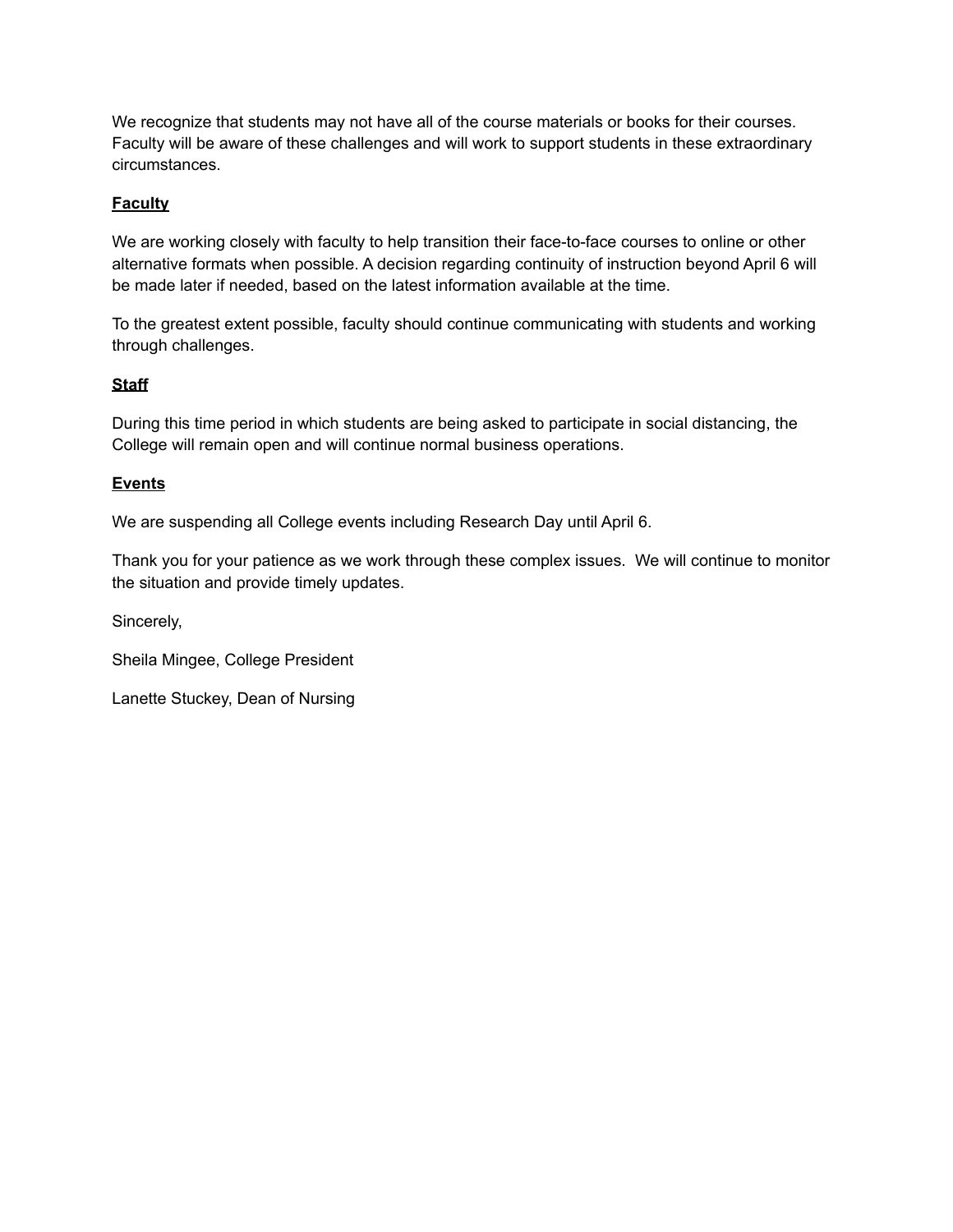We recognize that students may not have all of the course materials or books for their courses. Faculty will be aware of these challenges and will work to support students in these extraordinary circumstances.

**Faculty**

We are working closely with faculty to help transition their face-to-face courses to online or other alternative formats when possible. A decision regarding continuity of instruction beyond April 6 will be made later if needed, based on the latest information available at the time.

To the greatest extent possible, faculty should continue communicating with students and working through challenges.

**Staff**

During this time period in which students are being asked to participate in social distancing, the College will remain open and will continue normal business operations.

**Events**

We are suspending all College events including Research Day until April 6.

Thank you for your patience as we work through these complex issues. We will continue to monitor the situation and provide timely updates.

Sincerely,

Sheila Mingee, College President

Lanette Stuckey, Dean of Nursing